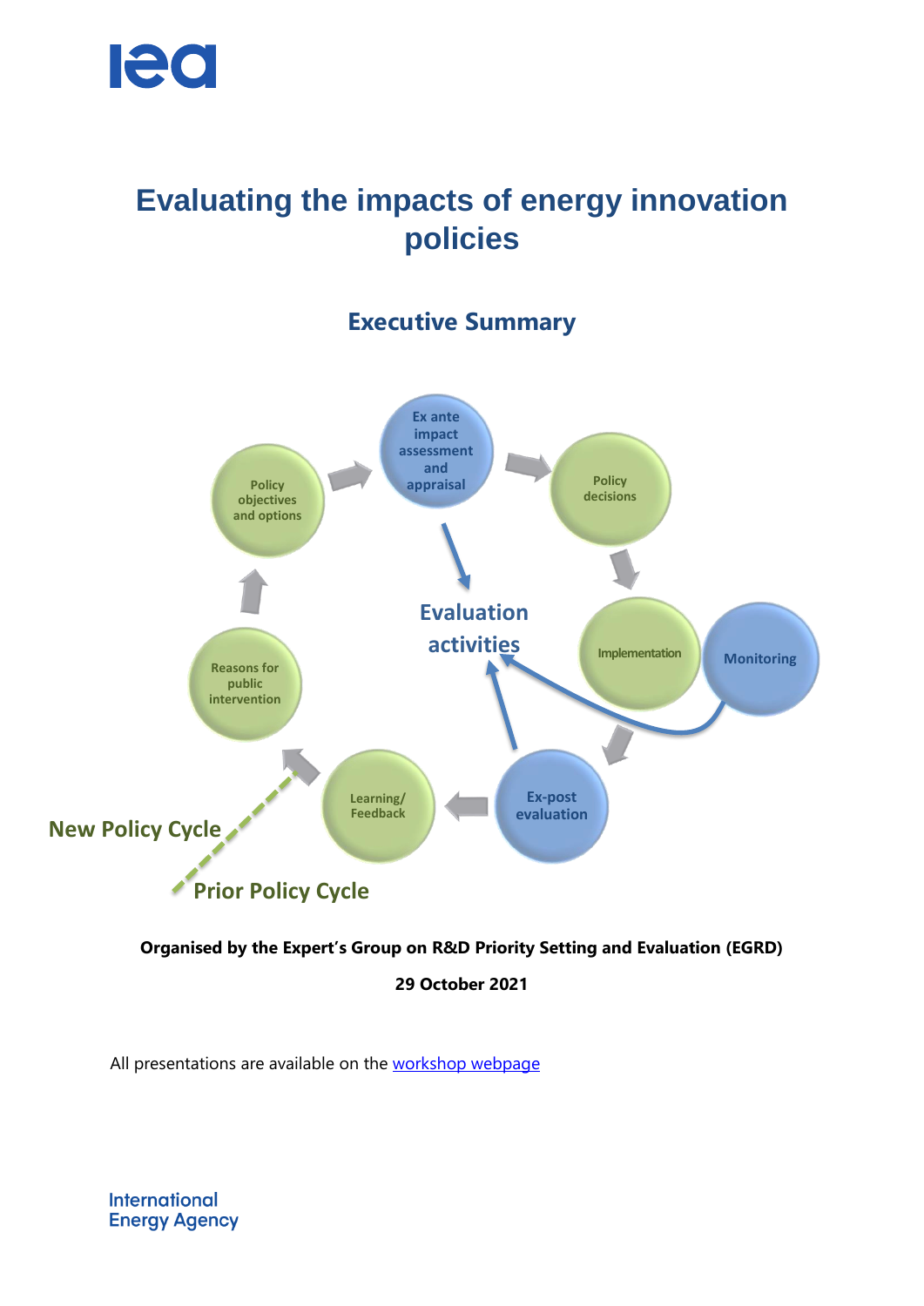# Evaluating the impacts of energy innovation policies

## Executive Summary

**Organised by the Expert's Group on R&D Priority Setting and Evaluation (EGRD)**

**29 October 2021**

All presentations are available on the workshop webpage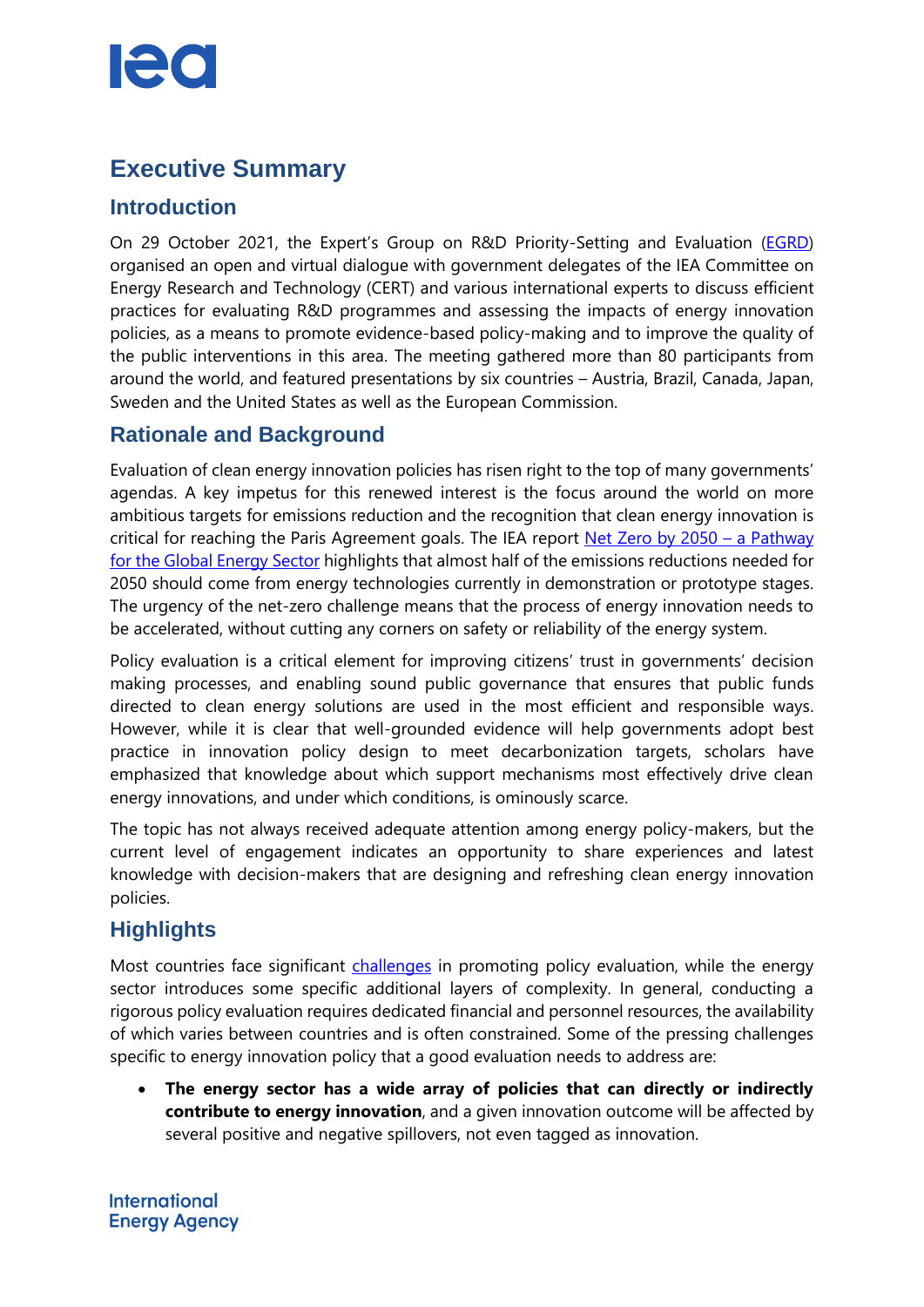# Executive Summary

## Introduction

On 29 October 2021, the Expert's Group on R&D Priority-Setting and Evaluation ([EGRD](https://)) organised an open and virtual dialogue with government delegates of the IEA Committee on Energy Research and Technology (CERT) and various international experts to discuss efficient practices for evaluating R&D programmes and assessing the impacts of energy innovation policies, as a means to promote evidence-based policy-making and to improve the quality of the public interventions in this area. The meeting gathered more than 80 participants from around the world, and featured presentations by six countries – Austria, Brazil, Canada, Japan, Sweden and the United States as well as the European Commission.

## Rationale and Background

Evaluation of clean energy innovation policies has risen right to the top of many governments' agendas. A key impetus for this renewed interest is the focus around the world on more ambitious targets for emissions reduction and the recognition that clean energy innovation is critical for reaching the Paris Agreement goals. The IEA report Net Zero by 2050 – a Pathway for the Global Energy Sector highlights that almost half of the emissions reductions needed for 2050 should come from energy technologies currently in demonstration or prototype stages. The urgency of the net-zero challenge means that the process of energy innovation needs to be accelerated, without cutting any corners on safety or reliability of the energy system.

Policy evaluation is a critical element for improving citizens' trust in governments' decision making processes, and enabling sound public governance that ensures that public funds directed to clean energy solutions are used in the most efficient and responsible ways. However, while it is clear that well-grounded evidence will help governments adopt best practice in innovation policy design to meet decarbonization targets, scholars have emphasized that knowledge about which support mechanisms most effectively drive clean energy innovations, and under which conditions, is ominously scarce.

The topic has not always received adequate attention among energy policy-makers, but the current level of engagement indicates an opportunity to share experiences and latest knowledge with decision-makers that are designing and refreshing clean energy innovation policies.

## Highlights

Most countries face significant challenges in promoting policy evaluation, while the energy sector introduces some specific additional layers of complexity. In general, conducting a rigorous policy evaluation requires dedicated financial and personnel resources, the availability of which varies between countries and is often constrained. Some of the pressing challenges specific to energy innovation policy that a good evaluation needs to address are:

- **The energy sector has a wide array of policies that can directly or indirectly contribute to energy innovation**, and a given innovation outcome will be affected by several positive and negative spillovers, not even tagged as innovation.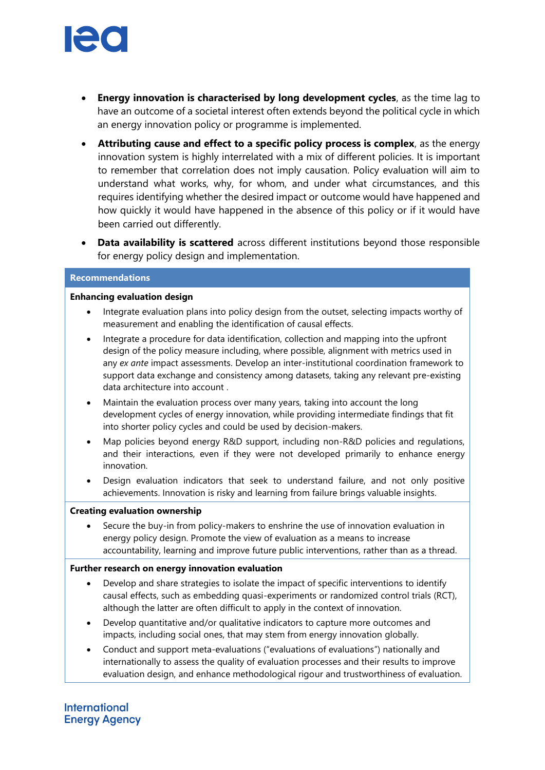- **Energy innovation is characterised by long development cycles**, as the time lag to have an outcome of a societal interest often extends beyond the political cycle in which an energy innovation policy or programme is implemented.
- **Attributing cause and effect to a specific policy process is complex**, as the energy innovation system is highly interrelated with a mix of different policies. It is important to remember that correlation does not imply causation. Policy evaluation will aim to understand what works, why, for whom, and under what circumstances, and this requires identifying whether the desired impact or outcome would have happened and how quickly it would have happened in the absence of this policy or if it would have been carried out differently.
- **Data availability is scattered** across different institutions beyond those responsible for energy policy design and implementation.

**Recommendations**

**Enhancing evaluation design**

- Integrate evaluation plans into policy design from the outset, selecting impacts worthy of measurement and enabling the identification of causal effects.
- Integrate a procedure for data identification, collection and mapping into the upfront design of the policy measure including, where possible, alignment with metrics used in any *ex ante* impact assessments. Develop an inter-institutional coordination framework to support data exchange and consistency among datasets, taking any relevant pre-existing data architecture into account .
- Maintain the evaluation process over many years, taking into account the long development cycles of energy innovation, while providing intermediate findings that fit into shorter policy cycles and could be used by decision-makers.
- Map policies beyond energy R&D support, including non-R&D policies and regulations, and their interactions, even if they were not developed primarily to enhance energy innovation.
- Design evaluation indicators that seek to understand failure, and not only positive achievements. Innovation is risky and learning from failure brings valuable insights.

**Creating evaluation ownership**

- Secure the buy-in from policy-makers to enshrine the use of innovation evaluation in energy policy design. Promote the view of evaluation as a means to increase accountability, learning and improve future public interventions, rather than as a thread.

**Further research on energy innovation evaluation**

- Develop and share strategies to isolate the impact of specific interventions to identify causal effects, such as embedding quasi-experiments or randomized control trials (RCT), although the latter are often difficult to apply in the context of innovation.
- Develop quantitative and/or qualitative indicators to capture more outcomes and impacts, including social ones, that may stem from energy innovation globally.
- Conduct and support meta-evaluations ("evaluations of evaluations") nationally and internationally to assess the quality of evaluation processes and their results to improve evaluation design, and enhance methodological rigour and trustworthiness of evaluation.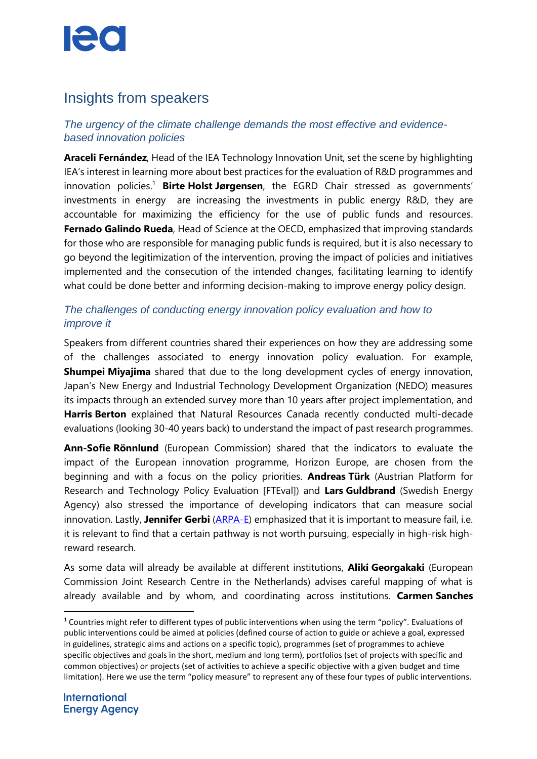## Insights from speakers

### *The urgency of the climate challenge demands the most effective and evidence-based innovation policies*

**Araceli Fernández**, Head of the IEA Technology Innovation Unit, set the scene by highlighting IEA's interest in learning more about best practices for the evaluation of R&D programmes and innovation policies.[1] **Birte Holst Jørgensen**, the EGRD Chair stressed as governments' investments in energy are increasing the investments in public energy R&D, they are accountable for maximizing the efficiency for the use of public funds and resources. **Fernando Galindo Rueda**, Head of Science at the OECD, emphasized that improving standards for those who are responsible for managing public funds is required, but it is also necessary to go beyond the legitimization of the intervention, proving the impact of policies and initiatives implemented and the consecution of the intended changes, facilitating learning to identify what could be done better and informing decision-making to improve energy policy design.

### *The challenges of conducting energy innovation policy evaluation and how to improve it*

Speakers from different countries shared their experiences on how they are addressing some of the challenges associated to energy innovation policy evaluation. For example, **Shumpei Miyajima** shared that due to the long development cycles of energy innovation, Japan's New Energy and Industrial Technology Development Organization (NEDO) measures its impacts through an extended survey more than 10 years after project implementation, and **Harris Berton** explained that Natural Resources Canada recently conducted multi-decade evaluations (looking 30-40 years back) to understand the impact of past research programmes.

**Ann-Sofie Rönnlund** (European Commission) shared that the indicators to evaluate the impact of the European innovation programme, Horizon Europe, are chosen from the beginning and with a focus on the policy priorities. **Andreas Türk** (Austrian Platform for Research and Technology Policy Evaluation [FTEval]) and **Lars Guldbrand** (Swedish Energy Agency) also stressed the importance of developing indicators that can measure social innovation. Lastly, **Jennifer Gerbi** (ARPA-E) emphasized that it is important to measure fail, i.e. it is relevant to find that a certain pathway is not worth pursuing, especially in high-risk high-reward research.

As some data will already be available at different institutions, **Aliki Georgakaki** (European Commission Joint Research Centre in the Netherlands) advises careful mapping of what is already available and by whom, and coordinating across institutions. **Carmen Sanches**

---

[1] Countries might refer to different types of public interventions when using the term "policy". Evaluations of public interventions could be aimed at policies (defined course of action to guide or achieve a goal, expressed in guidelines, strategic aims and actions on a specific topic), programmes (set of programmes to achieve specific objectives and goals in the short, medium and long term), portfolios (set of projects with specific and common objectives) or projects (set of activities to achieve a specific objective with a given budget and time limitation). Here we use the term "policy measure" to represent any of these four types of public interventions.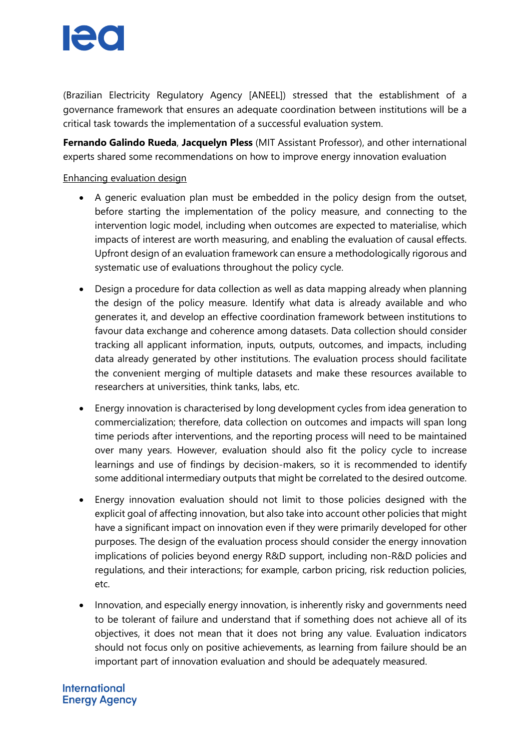(Brazilian Electricity Regulatory Agency [ANEEL]) stressed that the establishment of a governance framework that ensures an adequate coordination between institutions will be a critical task towards the implementation of a successful evaluation system.

**Fernando Galindo Rueda**, **Jacquelyn Pless** (MIT Assistant Professor), and other international experts shared some recommendations on how to improve energy innovation evaluation

<u>Enhancing evaluation design</u>

- A generic evaluation plan must be embedded in the policy design from the outset, before starting the implementation of the policy measure, and connecting to the intervention logic model, including when outcomes are expected to materialise, which impacts of interest are worth measuring, and enabling the evaluation of causal effects. Upfront design of an evaluation framework can ensure a methodologically rigorous and systematic use of evaluations throughout the policy cycle.
- Design a procedure for data collection as well as data mapping already when planning the design of the policy measure. Identify what data is already available and who generates it, and develop an effective coordination framework between institutions to favour data exchange and coherence among datasets. Data collection should consider tracking all applicant information, inputs, outputs, outcomes, and impacts, including data already generated by other institutions. The evaluation process should facilitate the convenient merging of multiple datasets and make these resources available to researchers at universities, think tanks, labs, etc.
- Energy innovation is characterised by long development cycles from idea generation to commercialization; therefore, data collection on outcomes and impacts will span long time periods after interventions, and the reporting process will need to be maintained over many years. However, evaluation should also fit the policy cycle to increase learnings and use of findings by decision-makers, so it is recommended to identify some additional intermediary outputs that might be correlated to the desired outcome.
- Energy innovation evaluation should not limit to those policies designed with the explicit goal of affecting innovation, but also take into account other policies that might have a significant impact on innovation even if they were primarily developed for other purposes. The design of the evaluation process should consider the energy innovation implications of policies beyond energy R&D support, including non-R&D policies and regulations, and their interactions; for example, carbon pricing, risk reduction policies, etc.
- Innovation, and especially energy innovation, is inherently risky and governments need to be tolerant of failure and understand that if something does not achieve all of its objectives, it does not mean that it does not bring any value. Evaluation indicators should not focus only on positive achievements, as learning from failure should be an important part of innovation evaluation and should be adequately measured.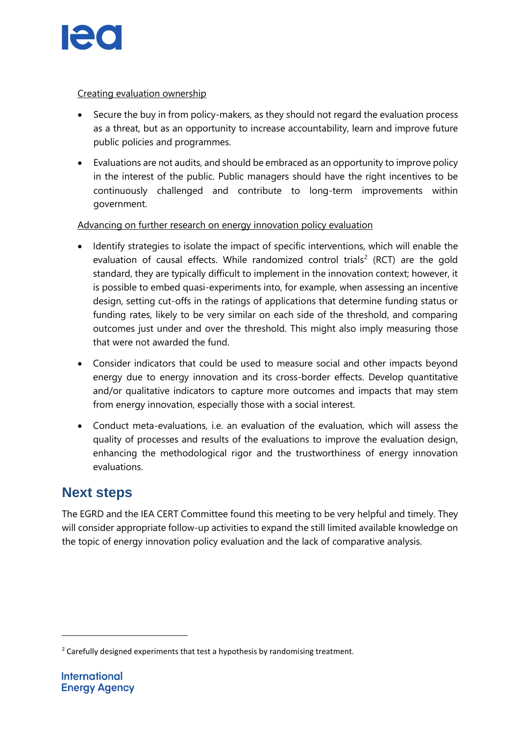Creating evaluation ownership

- Secure the buy in from policy-makers, as they should not regard the evaluation process as a threat, but as an opportunity to increase accountability, learn and improve future public policies and programmes.
- Evaluations are not audits, and should be embraced as an opportunity to improve policy in the interest of the public. Public managers should have the right incentives to be continuously challenged and contribute to long-term improvements within government.

Advancing on further research on energy innovation policy evaluation

- Identify strategies to isolate the impact of specific interventions, which will enable the evaluation of causal effects. While randomized control trials[2] (RCT) are the gold standard, they are typically difficult to implement in the innovation context; however, it is possible to embed quasi-experiments into, for example, when assessing an incentive design, setting cut-offs in the ratings of applications that determine funding status or funding rates, likely to be very similar on each side of the threshold, and comparing outcomes just under and over the threshold. This might also imply measuring those that were not awarded the fund.
- Consider indicators that could be used to measure social and other impacts beyond energy due to energy innovation and its cross-border effects. Develop quantitative and/or qualitative indicators to capture more outcomes and impacts that may stem from energy innovation, especially those with a social interest.
- Conduct meta-evaluations, i.e. an evaluation of the evaluation, which will assess the quality of processes and results of the evaluations to improve the evaluation design, enhancing the methodological rigor and the trustworthiness of energy innovation evaluations.

## Next steps

The EGRD and the IEA CERT Committee found this meeting to be very helpful and timely. They will consider appropriate follow-up activities to expand the still limited available knowledge on the topic of energy innovation policy evaluation and the lack of comparative analysis.

[2] Carefully designed experiments that test a hypothesis by randomising treatment.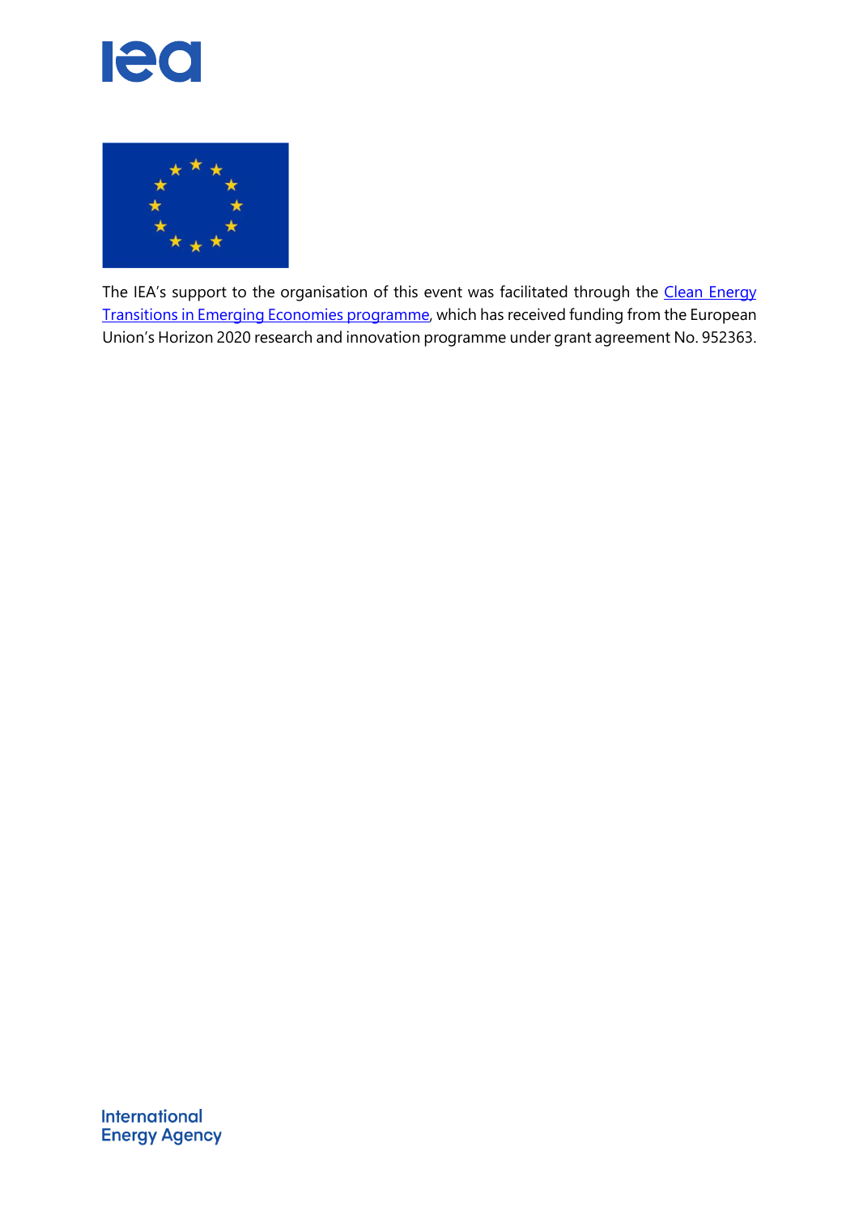The IEA's support to the organisation of this event was facilitated through the [Clean Energy Transitions in Emerging Economies programme](), which has received funding from the European Union's Horizon 2020 research and innovation programme under grant agreement No. 952363.

International Energy Agency